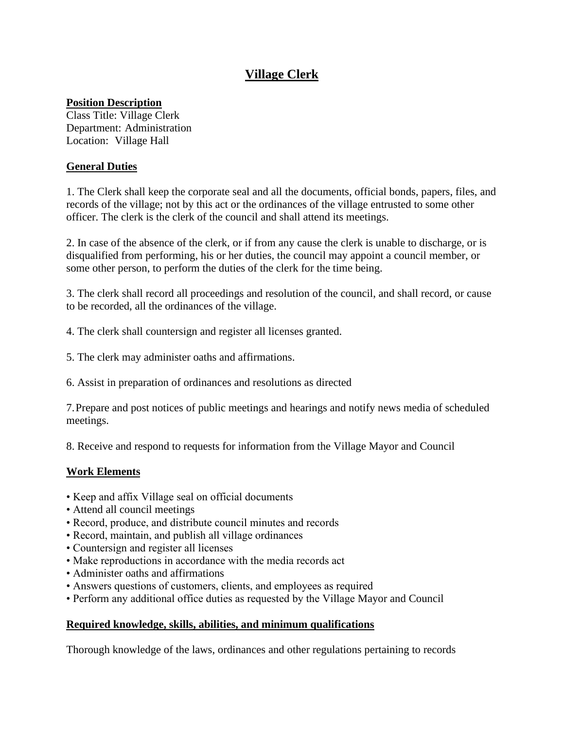# Village Clerk

**Position Description**
Class Title: Village Clerk
Department: Administration
Location: Village Hall

**General Duties**

1. The Clerk shall keep the corporate seal and all the documents, official bonds, papers, files, and records of the village; not by this act or the ordinances of the village entrusted to some other officer. The clerk is the clerk of the council and shall attend its meetings.

2. In case of the absence of the clerk, or if from any cause the clerk is unable to discharge, or is disqualified from performing, his or her duties, the council may appoint a council member, or some other person, to perform the duties of the clerk for the time being.

3. The clerk shall record all proceedings and resolution of the council, and shall record, or cause to be recorded, all the ordinances of the village.

4. The clerk shall countersign and register all licenses granted.

5. The clerk may administer oaths and affirmations.

6. Assist in preparation of ordinances and resolutions as directed

7. Prepare and post notices of public meetings and hearings and notify news media of scheduled meetings.

8. Receive and respond to requests for information from the Village Mayor and Council

**Work Elements**

- Keep and affix Village seal on official documents
- Attend all council meetings
- Record, produce, and distribute council minutes and records
- Record, maintain, and publish all village ordinances
- Countersign and register all licenses
- Make reproductions in accordance with the media records act
- Administer oaths and affirmations
- Answers questions of customers, clients, and employees as required
- Perform any additional office duties as requested by the Village Mayor and Council

**Required knowledge, skills, abilities, and minimum qualifications**

Thorough knowledge of the laws, ordinances and other regulations pertaining to records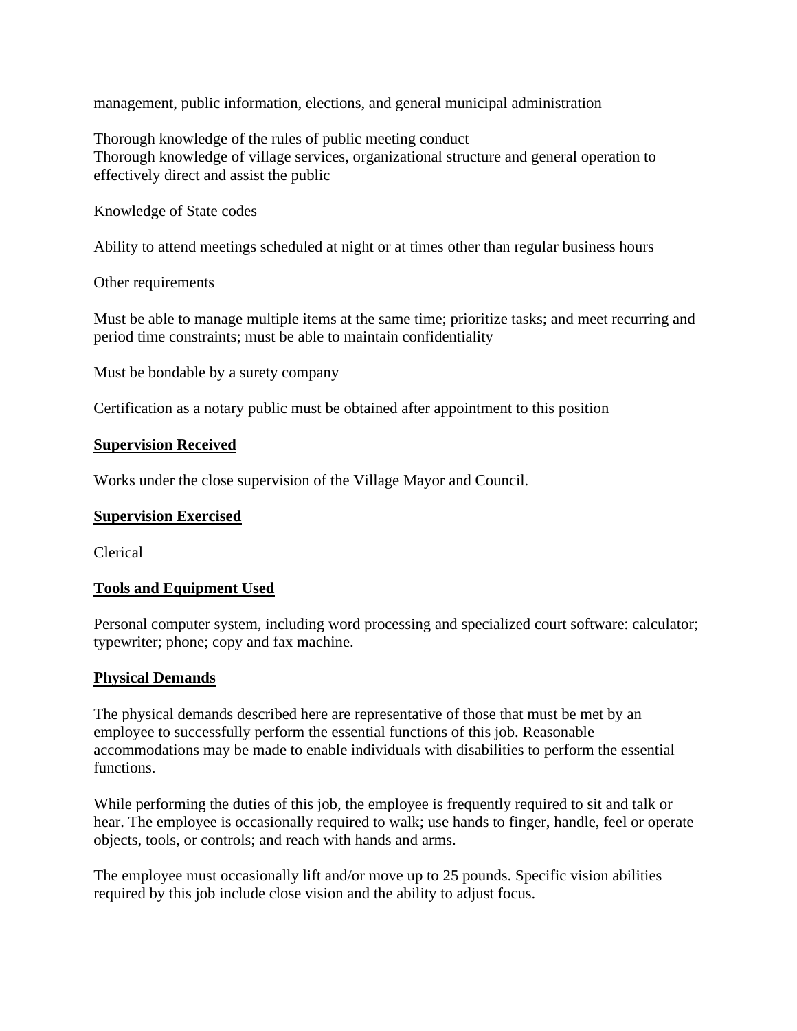management, public information, elections, and general municipal administration

Thorough knowledge of the rules of public meeting conduct
Thorough knowledge of village services, organizational structure and general operation to effectively direct and assist the public

Knowledge of State codes

Ability to attend meetings scheduled at night or at times other than regular business hours

Other requirements

Must be able to manage multiple items at the same time; prioritize tasks; and meet recurring and period time constraints; must be able to maintain confidentiality

Must be bondable by a surety company

Certification as a notary public must be obtained after appointment to this position

**Supervision Received**

Works under the close supervision of the Village Mayor and Council.

**Supervision Exercised**

Clerical

**Tools and Equipment Used**

Personal computer system, including word processing and specialized court software: calculator; typewriter; phone; copy and fax machine.

**Physical Demands**

The physical demands described here are representative of those that must be met by an employee to successfully perform the essential functions of this job. Reasonable accommodations may be made to enable individuals with disabilities to perform the essential functions.

While performing the duties of this job, the employee is frequently required to sit and talk or hear. The employee is occasionally required to walk; use hands to finger, handle, feel or operate objects, tools, or controls; and reach with hands and arms.

The employee must occasionally lift and/or move up to 25 pounds. Specific vision abilities required by this job include close vision and the ability to adjust focus.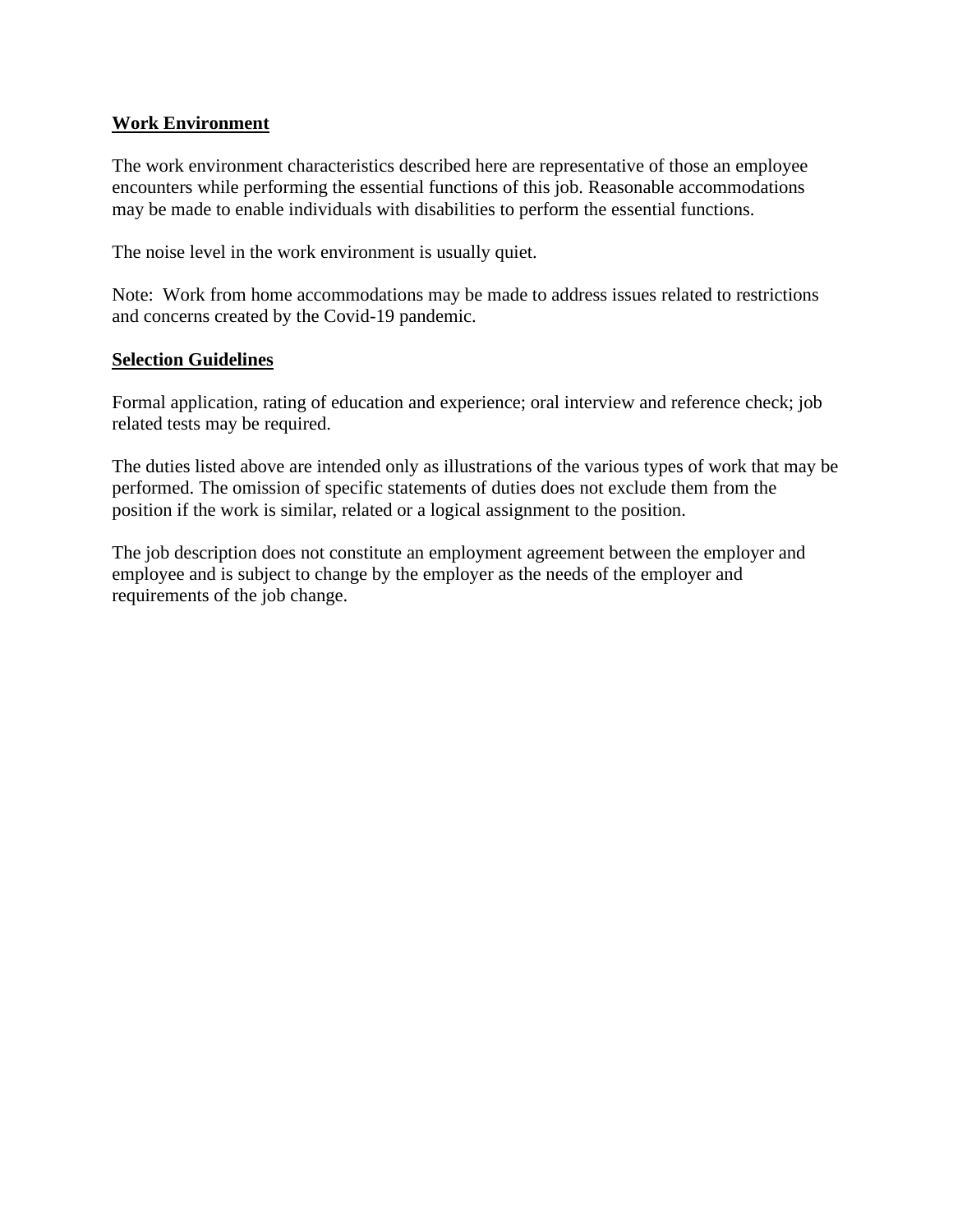**Work Environment**

The work environment characteristics described here are representative of those an employee encounters while performing the essential functions of this job. Reasonable accommodations may be made to enable individuals with disabilities to perform the essential functions.

The noise level in the work environment is usually quiet.

Note: Work from home accommodations may be made to address issues related to restrictions and concerns created by the Covid-19 pandemic.

**Selection Guidelines**

Formal application, rating of education and experience; oral interview and reference check; job related tests may be required.

The duties listed above are intended only as illustrations of the various types of work that may be performed. The omission of specific statements of duties does not exclude them from the position if the work is similar, related or a logical assignment to the position.

The job description does not constitute an employment agreement between the employer and employee and is subject to change by the employer as the needs of the employer and requirements of the job change.